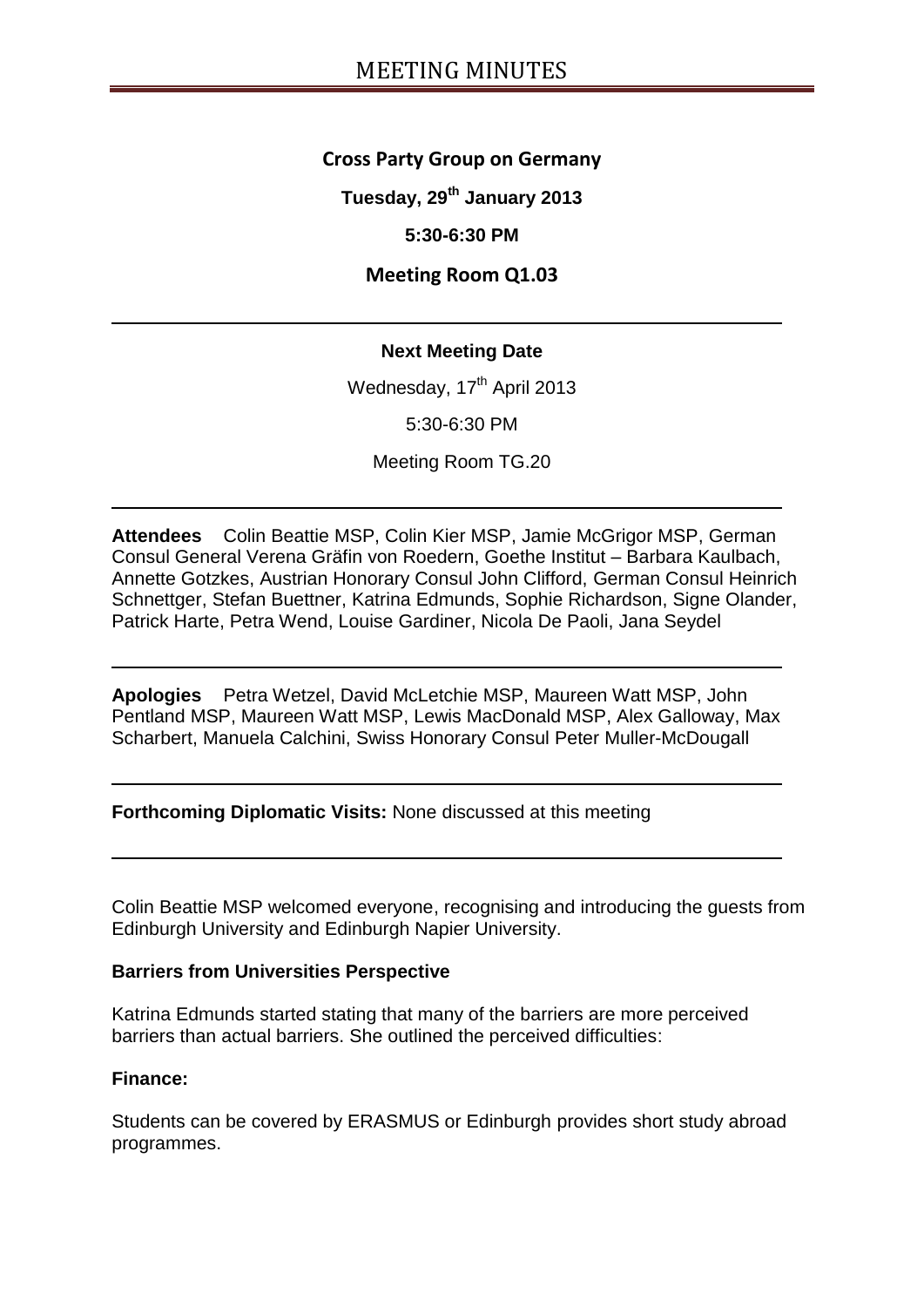# MEETING MINUTES

**Cross Party Group on Germany**

**Tuesday, 29th January 2013**

**5:30-6:30 PM**

**Meeting Room Q1.03**

---

**Next Meeting Date**

Wednesday, 17th April 2013

5:30-6:30 PM

Meeting Room TG.20

---

**Attendees** Colin Beattie MSP, Colin Kier MSP, Jamie McGrigor MSP, German Consul General Verena Gräfin von Roedern, Goethe Institut – Barbara Kaulbach, Annette Gotzkes, Austrian Honorary Consul John Clifford, German Consul Heinrich Schnettger, Stefan Buettner, Katrina Edmunds, Sophie Richardson, Signe Olander, Patrick Harte, Petra Wend, Louise Gardiner, Nicola De Paoli, Jana Seydel

---

**Apologies** Petra Wetzel, David McLetchie MSP, Maureen Watt MSP, John Pentland MSP, Maureen Watt MSP, Lewis MacDonald MSP, Alex Galloway, Max Scharbert, Manuela Calchini, Swiss Honorary Consul Peter Muller-McDougall

---

**Forthcoming Diplomatic Visits:** None discussed at this meeting

---

Colin Beattie MSP welcomed everyone, recognising and introducing the guests from Edinburgh University and Edinburgh Napier University.

**Barriers from Universities Perspective**

Katrina Edmunds started stating that many of the barriers are more perceived barriers than actual barriers. She outlined the perceived difficulties:

**Finance:**

Students can be covered by ERASMUS or Edinburgh provides short study abroad programmes.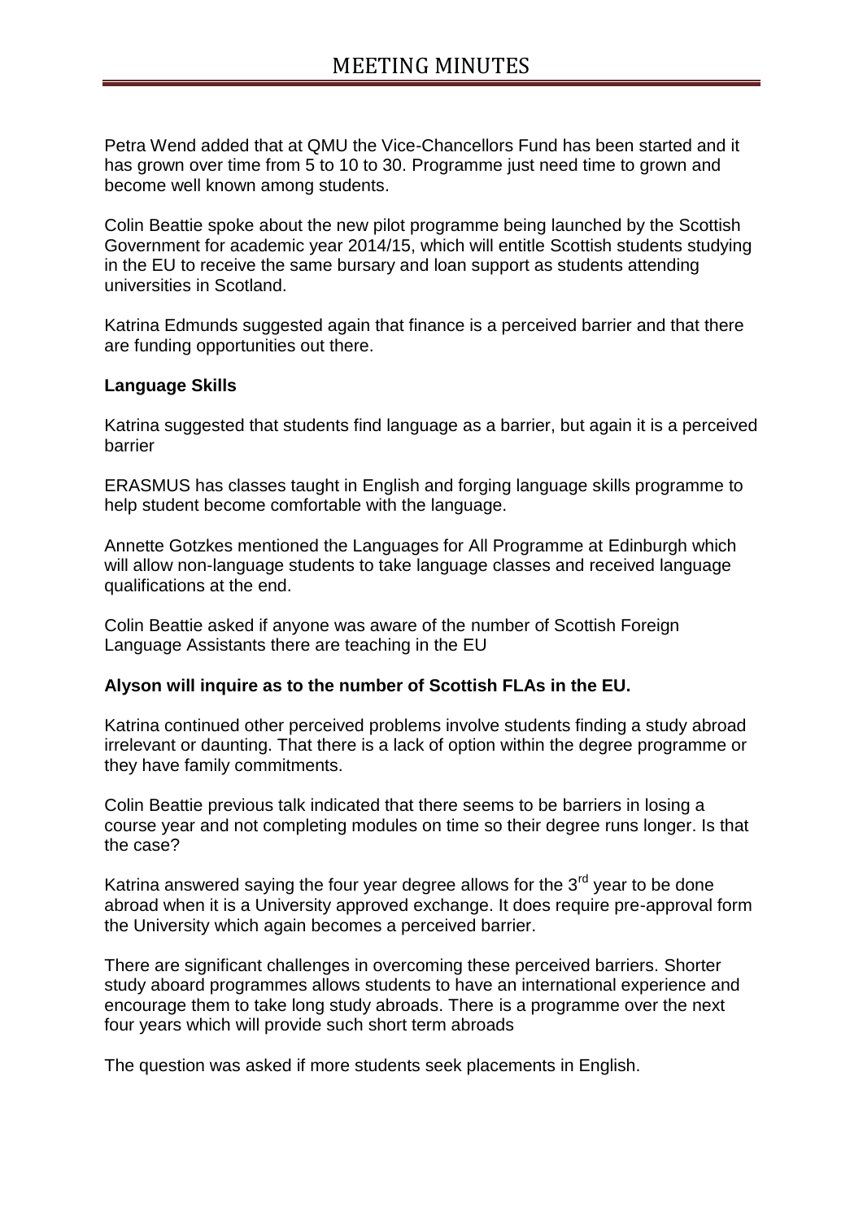Petra Wend added that at QMU the Vice-Chancellors Fund has been started and it has grown over time from 5 to 10 to 30. Programme just need time to grown and become well known among students.

Colin Beattie spoke about the new pilot programme being launched by the Scottish Government for academic year 2014/15, which will entitle Scottish students studying in the EU to receive the same bursary and loan support as students attending universities in Scotland.

Katrina Edmunds suggested again that finance is a perceived barrier and that there are funding opportunities out there.

**Language Skills**

Katrina suggested that students find language as a barrier, but again it is a perceived barrier

ERASMUS has classes taught in English and forging language skills programme to help student become comfortable with the language.

Annette Gotzkes mentioned the Languages for All Programme at Edinburgh which will allow non-language students to take language classes and received language qualifications at the end.

Colin Beattie asked if anyone was aware of the number of Scottish Foreign Language Assistants there are teaching in the EU

**Alyson will inquire as to the number of Scottish FLAs in the EU.**

Katrina continued other perceived problems involve students finding a study abroad irrelevant or daunting. That there is a lack of option within the degree programme or they have family commitments.

Colin Beattie previous talk indicated that there seems to be barriers in losing a course year and not completing modules on time so their degree runs longer. Is that the case?

Katrina answered saying the four year degree allows for the 3rd year to be done abroad when it is a University approved exchange. It does require pre-approval form the University which again becomes a perceived barrier.

There are significant challenges in overcoming these perceived barriers. Shorter study aboard programmes allows students to have an international experience and encourage them to take long study abroads. There is a programme over the next four years which will provide such short term abroads

The question was asked if more students seek placements in English.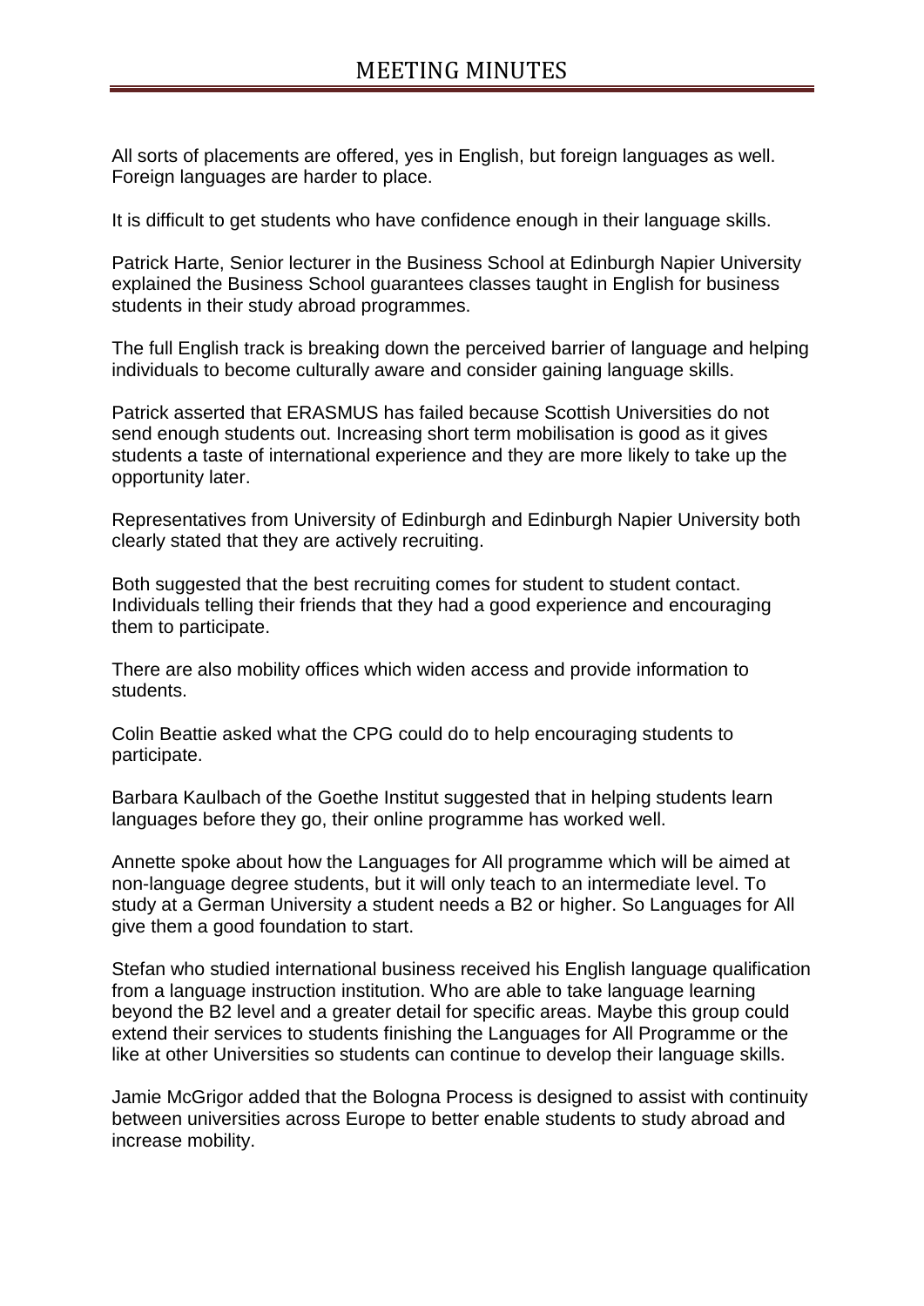All sorts of placements are offered, yes in English, but foreign languages as well. Foreign languages are harder to place.

It is difficult to get students who have confidence enough in their language skills.

Patrick Harte, Senior lecturer in the Business School at Edinburgh Napier University explained the Business School guarantees classes taught in English for business students in their study abroad programmes.

The full English track is breaking down the perceived barrier of language and helping individuals to become culturally aware and consider gaining language skills.

Patrick asserted that ERASMUS has failed because Scottish Universities do not send enough students out. Increasing short term mobilisation is good as it gives students a taste of international experience and they are more likely to take up the opportunity later.

Representatives from University of Edinburgh and Edinburgh Napier University both clearly stated that they are actively recruiting.

Both suggested that the best recruiting comes for student to student contact. Individuals telling their friends that they had a good experience and encouraging them to participate.

There are also mobility offices which widen access and provide information to students.

Colin Beattie asked what the CPG could do to help encouraging students to participate.

Barbara Kaulbach of the Goethe Institut suggested that in helping students learn languages before they go, their online programme has worked well.

Annette spoke about how the Languages for All programme which will be aimed at non-language degree students, but it will only teach to an intermediate level. To study at a German University a student needs a B2 or higher. So Languages for All give them a good foundation to start.

Stefan who studied international business received his English language qualification from a language instruction institution. Who are able to take language learning beyond the B2 level and a greater detail for specific areas. Maybe this group could extend their services to students finishing the Languages for All Programme or the like at other Universities so students can continue to develop their language skills.

Jamie McGrigor added that the Bologna Process is designed to assist with continuity between universities across Europe to better enable students to study abroad and increase mobility.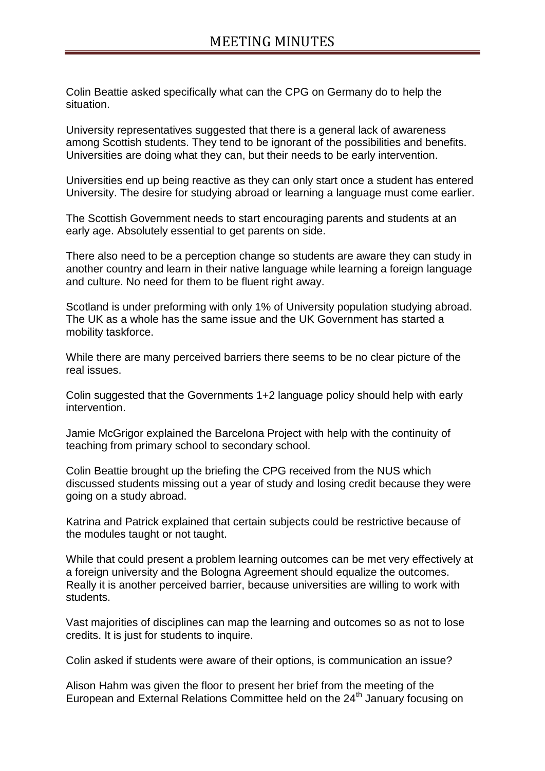Colin Beattie asked specifically what can the CPG on Germany do to help the situation.

University representatives suggested that there is a general lack of awareness among Scottish students. They tend to be ignorant of the possibilities and benefits. Universities are doing what they can, but their needs to be early intervention.

Universities end up being reactive as they can only start once a student has entered University. The desire for studying abroad or learning a language must come earlier.

The Scottish Government needs to start encouraging parents and students at an early age. Absolutely essential to get parents on side.

There also need to be a perception change so students are aware they can study in another country and learn in their native language while learning a foreign language and culture. No need for them to be fluent right away.

Scotland is under preforming with only 1% of University population studying abroad. The UK as a whole has the same issue and the UK Government has started a mobility taskforce.

While there are many perceived barriers there seems to be no clear picture of the real issues.

Colin suggested that the Governments 1+2 language policy should help with early intervention.

Jamie McGrigor explained the Barcelona Project with help with the continuity of teaching from primary school to secondary school.

Colin Beattie brought up the briefing the CPG received from the NUS which discussed students missing out a year of study and losing credit because they were going on a study abroad.

Katrina and Patrick explained that certain subjects could be restrictive because of the modules taught or not taught.

While that could present a problem learning outcomes can be met very effectively at a foreign university and the Bologna Agreement should equalize the outcomes. Really it is another perceived barrier, because universities are willing to work with students.

Vast majorities of disciplines can map the learning and outcomes so as not to lose credits. It is just for students to inquire.

Colin asked if students were aware of their options, is communication an issue?

Alison Hahm was given the floor to present her brief from the meeting of the European and External Relations Committee held on the 24th January focusing on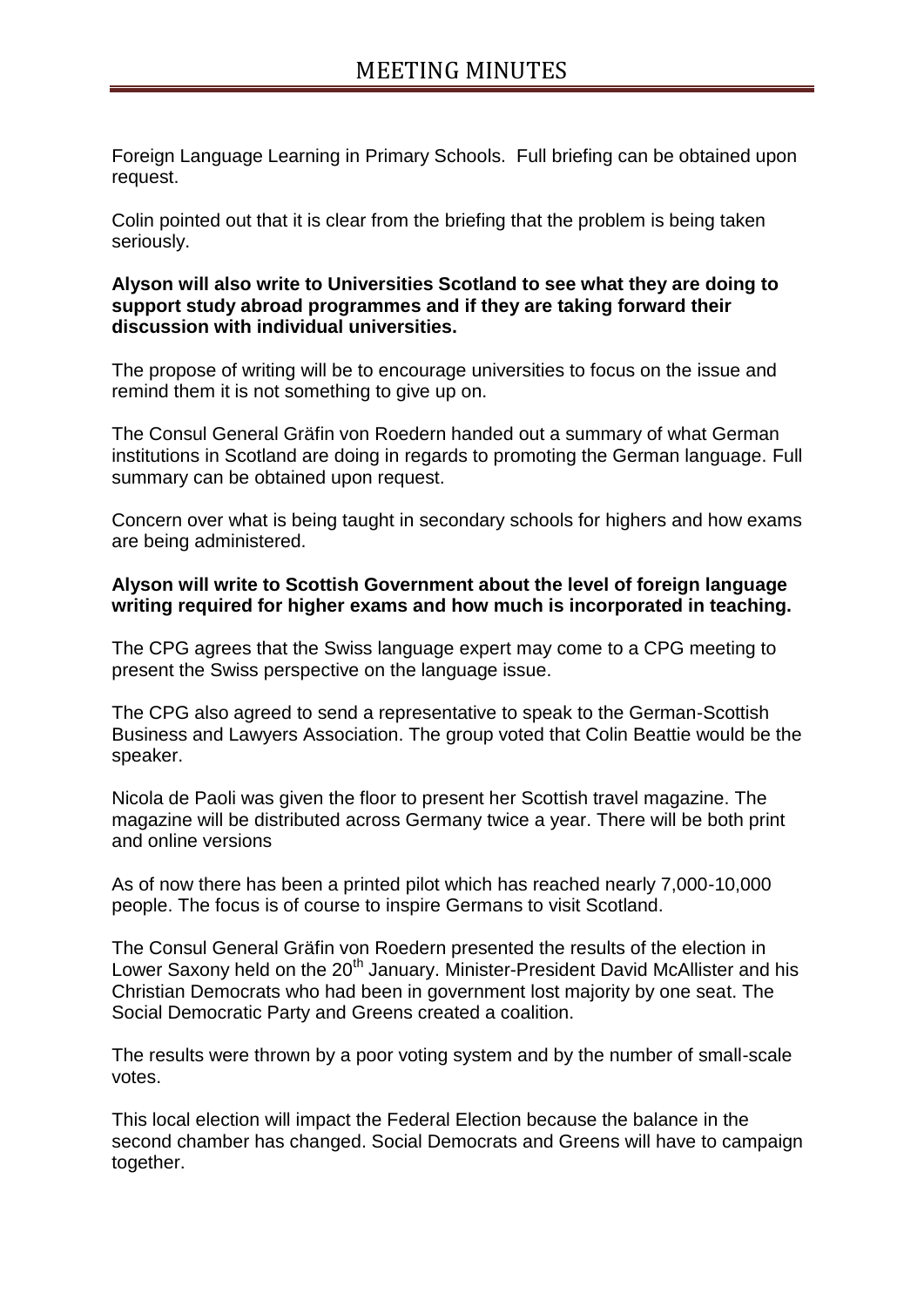Foreign Language Learning in Primary Schools. Full briefing can be obtained upon request.

Colin pointed out that it is clear from the briefing that the problem is being taken seriously.

**Alyson will also write to Universities Scotland to see what they are doing to support study abroad programmes and if they are taking forward their discussion with individual universities.**

The propose of writing will be to encourage universities to focus on the issue and remind them it is not something to give up on.

The Consul General Gräfin von Roedern handed out a summary of what German institutions in Scotland are doing in regards to promoting the German language. Full summary can be obtained upon request.

Concern over what is being taught in secondary schools for highers and how exams are being administered.

**Alyson will write to Scottish Government about the level of foreign language writing required for higher exams and how much is incorporated in teaching.**

The CPG agrees that the Swiss language expert may come to a CPG meeting to present the Swiss perspective on the language issue.

The CPG also agreed to send a representative to speak to the German-Scottish Business and Lawyers Association. The group voted that Colin Beattie would be the speaker.

Nicola de Paoli was given the floor to present her Scottish travel magazine. The magazine will be distributed across Germany twice a year. There will be both print and online versions

As of now there has been a printed pilot which has reached nearly 7,000-10,000 people. The focus is of course to inspire Germans to visit Scotland.

The Consul General Gräfin von Roedern presented the results of the election in Lower Saxony held on the 20th January. Minister-President David McAllister and his Christian Democrats who had been in government lost majority by one seat. The Social Democratic Party and Greens created a coalition.

The results were thrown by a poor voting system and by the number of small-scale votes.

This local election will impact the Federal Election because the balance in the second chamber has changed. Social Democrats and Greens will have to campaign together.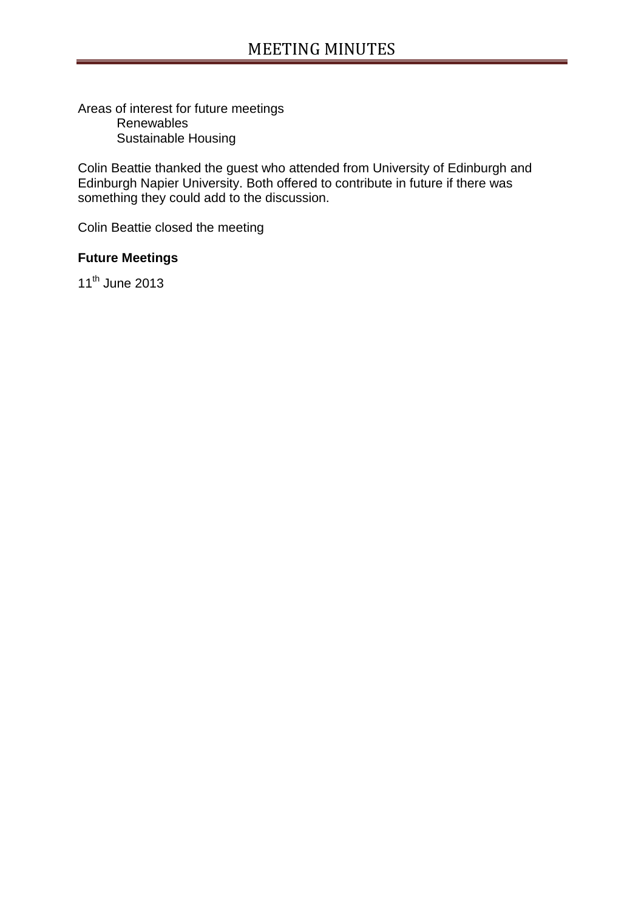Areas of interest for future meetings

- Renewables
- Sustainable Housing

Colin Beattie thanked the guest who attended from University of Edinburgh and Edinburgh Napier University. Both offered to contribute in future if there was something they could add to the discussion.

Colin Beattie closed the meeting

**Future Meetings**

11th June 2013